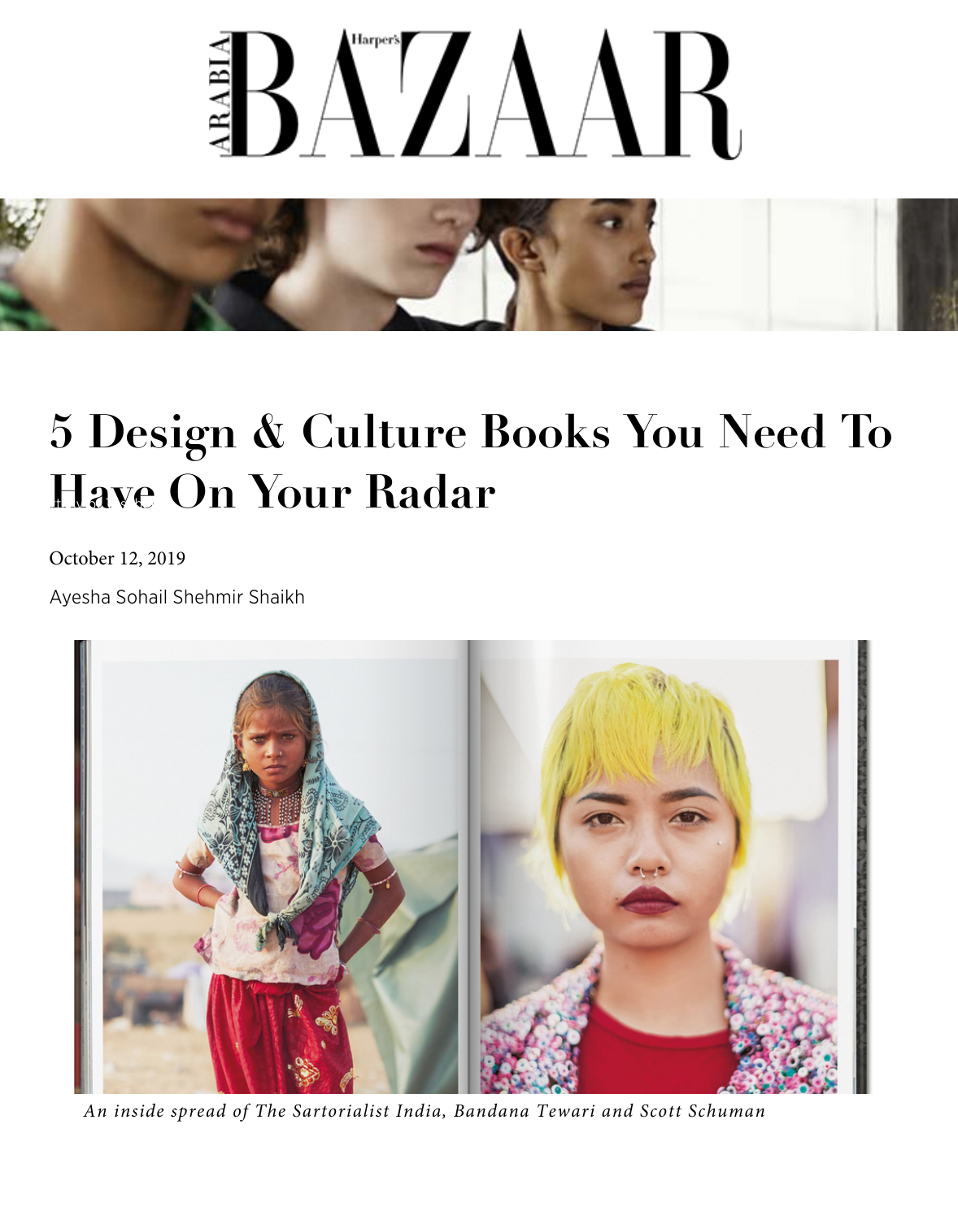# 5 Design & Culture Books You Need To Have On Your Radar

October 12, 2019

Ayesha Sohail Shehmir Shaikh

*An inside spread of The Sartorialist India, Bandana Tewari and Scott Schuman*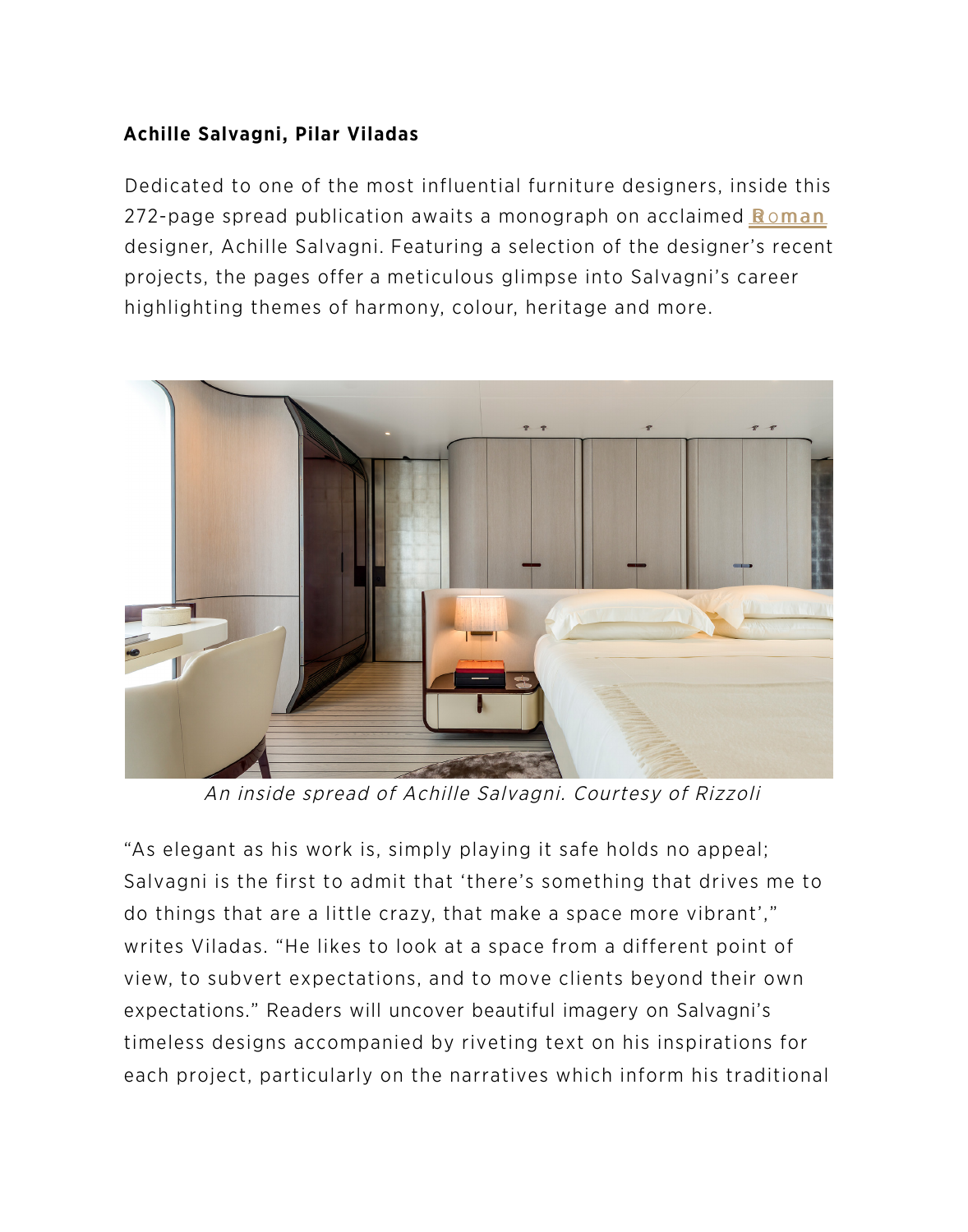**Achille Salvagni, Pilar Viladas**

Dedicated to one of the most influential furniture designers, inside this 272-page spread publication awaits a monograph on acclaimed Roman designer, Achille Salvagni. Featuring a selection of the designer's recent projects, the pages offer a meticulous glimpse into Salvagni's career highlighting themes of harmony, colour, heritage and more.

*An inside spread of Achille Salvagni. Courtesy of Rizzoli*

"As elegant as his work is, simply playing it safe holds no appeal; Salvagni is the first to admit that 'there's something that drives me to do things that are a little crazy, that make a space more vibrant'," writes Viladas. "He likes to look at a space from a different point of view, to subvert expectations, and to move clients beyond their own expectations." Readers will uncover beautiful imagery on Salvagni's timeless designs accompanied by riveting text on his inspirations for each project, particularly on the narratives which inform his traditional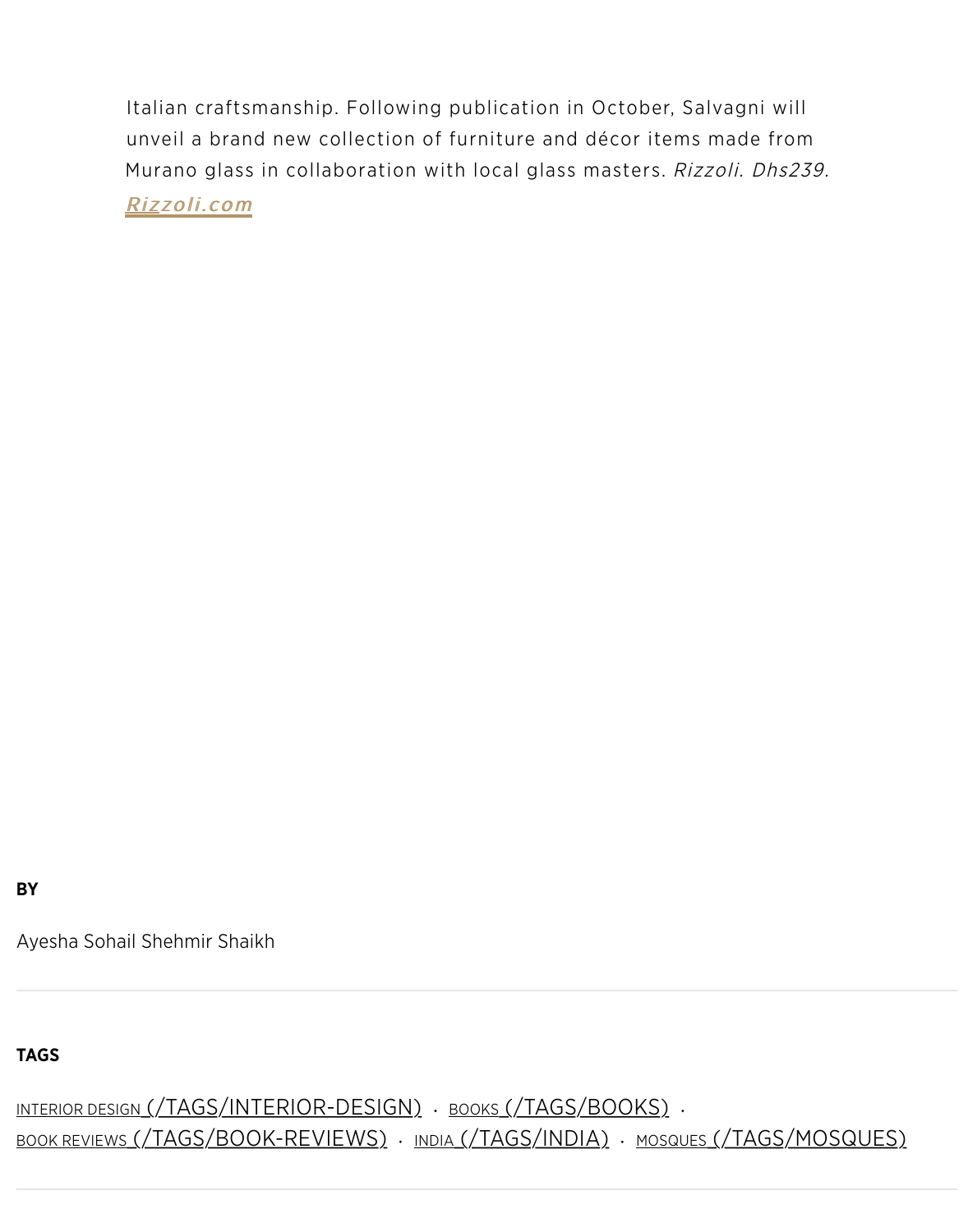Italian craftsmanship. Following publication in October, Salvagni will unveil a brand new collection of furniture and décor items made from Murano glass in collaboration with local glass masters. *Rizzoli. Dhs239.* ***Rizzoli.com***

**BY**

Ayesha Sohail Shehmir Shaikh

---

**TAGS**

INTERIOR DESIGN (/TAGS/INTERIOR-DESIGN) · BOOKS (/TAGS/BOOKS) · BOOK REVIEWS (/TAGS/BOOK-REVIEWS) · INDIA (/TAGS/INDIA) · MOSQUES (/TAGS/MOSQUES)

---